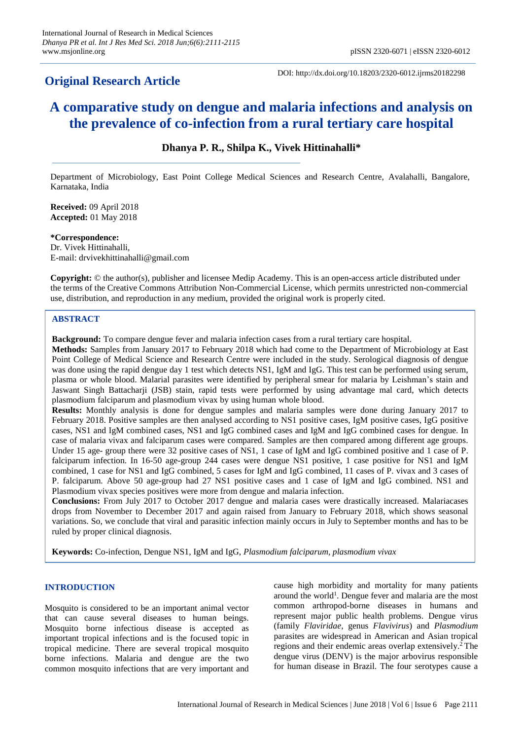## Original Research Article

DOI: http://dx.doi.org/10.18203/2320-6012.ijrms20182298

# A comparative study on dengue and malaria infections and analysis on the prevalence of co-infection from a rural tertiary care hospital

**Dhanya P. R., Shilpa K., Vivek Hittinahalli***

Department of Microbiology, East Point College Medical Sciences and Research Centre, Avalahalli, Bangalore, Karnataka, India

**Received:** 09 April 2018
**Accepted:** 01 May 2018

***Correspondence:**
Dr. Vivek Hittinahalli,
E-mail: drvivekhittinahalli@gmail.com

**Copyright:** © the author(s), publisher and licensee Medip Academy. This is an open-access article distributed under the terms of the Creative Commons Attribution Non-Commercial License, which permits unrestricted non-commercial use, distribution, and reproduction in any medium, provided the original work is properly cited.

## ABSTRACT

**Background:** To compare dengue fever and malaria infection cases from a rural tertiary care hospital.

**Methods:** Samples from January 2017 to February 2018 which had come to the Department of Microbiology at East Point College of Medical Science and Research Centre were included in the study. Serological diagnosis of dengue was done using the rapid dengue day 1 test which detects NS1, IgM and IgG. This test can be performed using serum, plasma or whole blood. Malarial parasites were identified by peripheral smear for malaria by Leishman's stain and Jaswant Singh Battacharji (JSB) stain, rapid tests were performed by using advantage mal card, which detects plasmodium falciparum and plasmodium vivax by using human whole blood.

**Results:** Monthly analysis is done for dengue samples and malaria samples were done during January 2017 to February 2018. Positive samples are then analysed according to NS1 positive cases, IgM positive cases, IgG positive cases, NS1 and IgM combined cases, NS1 and IgG combined cases and IgM and IgG combined cases for dengue. In case of malaria vivax and falciparum cases were compared. Samples are then compared among different age groups. Under 15 age- group there were 32 positive cases of NS1, 1 case of IgM and IgG combined positive and 1 case of P. falciparum infection. In 16-50 age-group 244 cases were dengue NS1 positive, 1 case positive for NS1 and IgM combined, 1 case for NS1 and IgG combined, 5 cases for IgM and IgG combined, 11 cases of P. vivax and 3 cases of P. falciparum. Above 50 age-group had 27 NS1 positive cases and 1 case of IgM and IgG combined. NS1 and Plasmodium vivax species positives were more from dengue and malaria infection.

**Conclusions:** From July 2017 to October 2017 dengue and malaria cases were drastically increased. Malariacases drops from November to December 2017 and again raised from January to February 2018, which shows seasonal variations. So, we conclude that viral and parasitic infection mainly occurs in July to September months and has to be ruled by proper clinical diagnosis.

**Keywords:** Co-infection, Dengue NS1, IgM and IgG, *Plasmodium falciparum, plasmodium vivax*

## INTRODUCTION

Mosquito is considered to be an important animal vector that can cause several diseases to human beings. Mosquito borne infectious disease is accepted as important tropical infections and is the focused topic in tropical medicine. There are several tropical mosquito borne infections. Malaria and dengue are the two common mosquito infections that are very important and cause high morbidity and mortality for many patients around the world[1]. Dengue fever and malaria are the most common arthropod-borne diseases in humans and represent major public health problems. Dengue virus (family *Flaviridae*, genus *Flavivirus*) and *Plasmodium* parasites are widespread in American and Asian tropical regions and their endemic areas overlap extensively.[2] The dengue virus (DENV) is the major arbovirus responsible for human disease in Brazil. The four serotypes cause a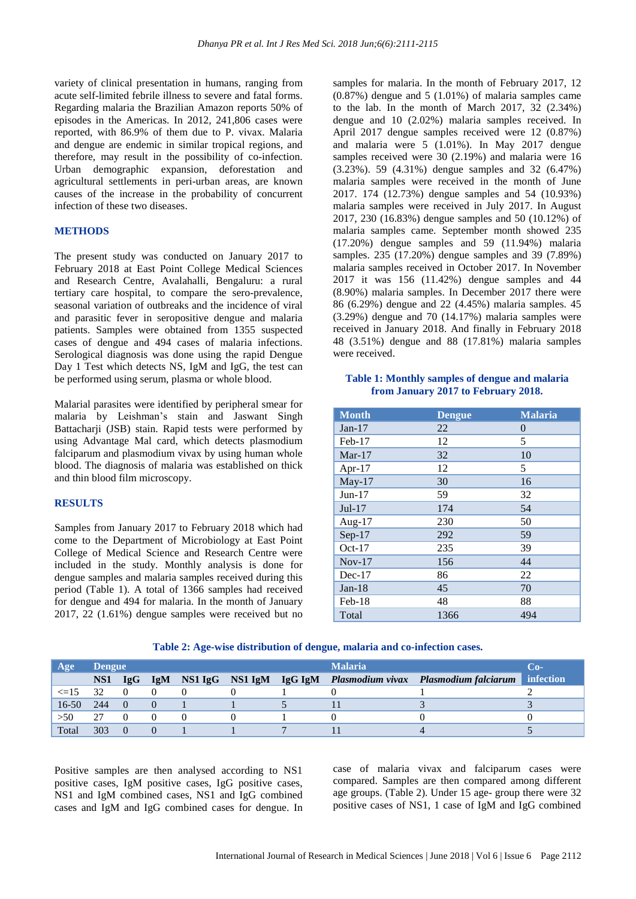variety of clinical presentation in humans, ranging from acute self-limited febrile illness to severe and fatal forms. Regarding malaria the Brazilian Amazon reports 50% of episodes in the Americas. In 2012, 241,806 cases were reported, with 86.9% of them due to P. vivax. Malaria and dengue are endemic in similar tropical regions, and therefore, may result in the possibility of co-infection. Urban demographic expansion, deforestation and agricultural settlements in peri-urban areas, are known causes of the increase in the probability of concurrent infection of these two diseases.

## METHODS

The present study was conducted on January 2017 to February 2018 at East Point College Medical Sciences and Research Centre, Avalahalli, Bengaluru: a rural tertiary care hospital, to compare the sero-prevalence, seasonal variation of outbreaks and the incidence of viral and parasitic fever in seropositive dengue and malaria patients. Samples were obtained from 1355 suspected cases of dengue and 494 cases of malaria infections. Serological diagnosis was done using the rapid Dengue Day 1 Test which detects NS, IgM and IgG, the test can be performed using serum, plasma or whole blood.

Malarial parasites were identified by peripheral smear for malaria by Leishman's stain and Jaswant Singh Battacharji (JSB) stain. Rapid tests were performed by using Advantage Mal card, which detects plasmodium falciparum and plasmodium vivax by using human whole blood. The diagnosis of malaria was established on thick and thin blood film microscopy.

## RESULTS

Samples from January 2017 to February 2018 which had come to the Department of Microbiology at East Point College of Medical Science and Research Centre were included in the study. Monthly analysis is done for dengue samples and malaria samples received during this period (Table 1). A total of 1366 samples had received for dengue and 494 for malaria. In the month of January 2017, 22 (1.61%) dengue samples were received but no samples for malaria. In the month of February 2017, 12 (0.87%) dengue and 5 (1.01%) of malaria samples came to the lab. In the month of March 2017, 32 (2.34%) dengue and 10 (2.02%) malaria samples received. In April 2017 dengue samples received were 12 (0.87%) and malaria were 5 (1.01%). In May 2017 dengue samples received were 30 (2.19%) and malaria were 16 (3.23%). 59 (4.31%) dengue samples and 32 (6.47%) malaria samples were received in the month of June 2017. 174 (12.73%) dengue samples and 54 (10.93%) malaria samples were received in July 2017. In August 2017, 230 (16.83%) dengue samples and 50 (10.12%) of malaria samples came. September month showed 235 (17.20%) dengue samples and 59 (11.94%) malaria samples. 235 (17.20%) dengue samples and 39 (7.89%) malaria samples received in October 2017. In November 2017 it was 156 (11.42%) dengue samples and 44 (8.90%) malaria samples. In December 2017 there were 86 (6.29%) dengue and 22 (4.45%) malaria samples. 45 (3.29%) dengue and 70 (14.17%) malaria samples were received in January 2018. And finally in February 2018 48 (3.51%) dengue and 88 (17.81%) malaria samples were received.

**Table 1: Monthly samples of dengue and malaria from January 2017 to February 2018.**

| Month | Dengue | Malaria |
|---|---|---|
| Jan-17 | 22 | 0 |
| Feb-17 | 12 | 5 |
| Mar-17 | 32 | 10 |
| Apr-17 | 12 | 5 |
| May-17 | 30 | 16 |
| Jun-17 | 59 | 32 |
| Jul-17 | 174 | 54 |
| Aug-17 | 230 | 50 |
| Sep-17 | 292 | 59 |
| Oct-17 | 235 | 39 |
| Nov-17 | 156 | 44 |
| Dec-17 | 86 | 22 |
| Jan-18 | 45 | 70 |
| Feb-18 | 48 | 88 |
| Total | 1366 | 494 |

**Table 2: Age-wise distribution of dengue, malaria and co-infection cases.**

| Age | Dengue | | | | | | Malaria | | Co-infection |
|---|---|---|---|---|---|---|---|---|---|
| | NS1 | IgG | IgM | NS1 IgG | NS1 IgM | IgG IgM | *Plasmodium vivax* | *Plasmodium falciarum* | |
| <=15 | 32 | 0 | 0 | 0 | 0 | 1 | 0 | 1 | 2 |
| 16-50 | 244 | 0 | 0 | 1 | 1 | 5 | 11 | 3 | 3 |
| >50 | 27 | 0 | 0 | 0 | 0 | 1 | 0 | 0 | 0 |
| Total | 303 | 0 | 0 | 1 | 1 | 7 | 11 | 4 | 5 |

Positive samples are then analysed according to NS1 positive cases, IgM positive cases, IgG positive cases, NS1 and IgM combined cases, NS1 and IgG combined cases and IgM and IgG combined cases for dengue. In case of malaria vivax and falciparum cases were compared. Samples are then compared among different age groups. (Table 2). Under 15 age- group there were 32 positive cases of NS1, 1 case of IgM and IgG combined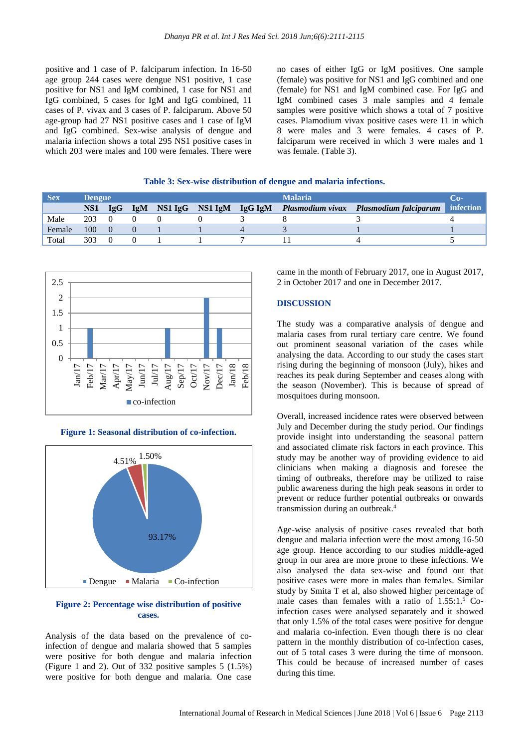positive and 1 case of P. falciparum infection. In 16-50 age group 244 cases were dengue NS1 positive, 1 case positive for NS1 and IgM combined, 1 case for NS1 and IgG combined, 5 cases for IgM and IgG combined, 11 cases of P. vivax and 3 cases of P. falciparum. Above 50 age-group had 27 NS1 positive cases and 1 case of IgM and IgG combined. Sex-wise analysis of dengue and malaria infection shows a total 295 NS1 positive cases in which 203 were males and 100 were females. There were no cases of either IgG or IgM positives. One sample (female) was positive for NS1 and IgG combined and one (female) for NS1 and IgM combined case. For IgG and IgM combined cases 3 male samples and 4 female samples were positive which shows a total of 7 positive cases. Plamodium vivax positive cases were 11 in which 8 were males and 3 were females. 4 cases of P. falciparum were received in which 3 were males and 1 was female. (Table 3).

**Table 3: Sex-wise distribution of dengue and malaria infections.**

| Sex | Dengue | | | | | | Malaria | | Co-infection |
|---|---|---|---|---|---|---|---|---|---|
| | NS1 | IgG | IgM | NS1 IgG | NS1 IgM | IgG IgM | *Plasmodium vivax* | *Plasmodium falciparum* | |
| Male | 203 | 0 | 0 | 0 | 0 | 3 | 8 | 3 | 4 |
| Female | 100 | 0 | 0 | 1 | 1 | 4 | 3 | 1 | 1 |
| Total | 303 | 0 | 0 | 1 | 1 | 7 | 11 | 4 | 5 |

**Figure 1: Seasonal distribution of co-infection.**

**Figure 2: Percentage wise distribution of positive cases.**

Analysis of the data based on the prevalence of co-infection of dengue and malaria showed that 5 samples were positive for both dengue and malaria infection (Figure 1 and 2). Out of 332 positive samples 5 (1.5%) were positive for both dengue and malaria. One case came in the month of February 2017, one in August 2017, 2 in October 2017 and one in December 2017.

## DISCUSSION

The study was a comparative analysis of dengue and malaria cases from rural tertiary care centre. We found out prominent seasonal variation of the cases while analysing the data. According to our study the cases start rising during the beginning of monsoon (July), hikes and reaches its peak during September and ceases along with the season (November). This is because of spread of mosquitoes during monsoon.

Overall, increased incidence rates were observed between July and December during the study period. Our findings provide insight into understanding the seasonal pattern and associated climate risk factors in each province. This study may be another way of providing evidence to aid clinicians when making a diagnosis and foresee the timing of outbreaks, therefore may be utilized to raise public awareness during the high peak seasons in order to prevent or reduce further potential outbreaks or onwards transmission during an outbreak.[4]

Age-wise analysis of positive cases revealed that both dengue and malaria infection were the most among 16-50 age group. Hence according to our studies middle-aged group in our area are more prone to these infections. We also analysed the data sex-wise and found out that positive cases were more in males than females. Similar study by Smita T et al, also showed higher percentage of male cases than females with a ratio of 1.55:1.[5] Co-infection cases were analysed separately and it showed that only 1.5% of the total cases were positive for dengue and malaria co-infection. Even though there is no clear pattern in the monthly distribution of co-infection cases, out of 5 total cases 3 were during the time of monsoon. This could be because of increased number of cases during this time.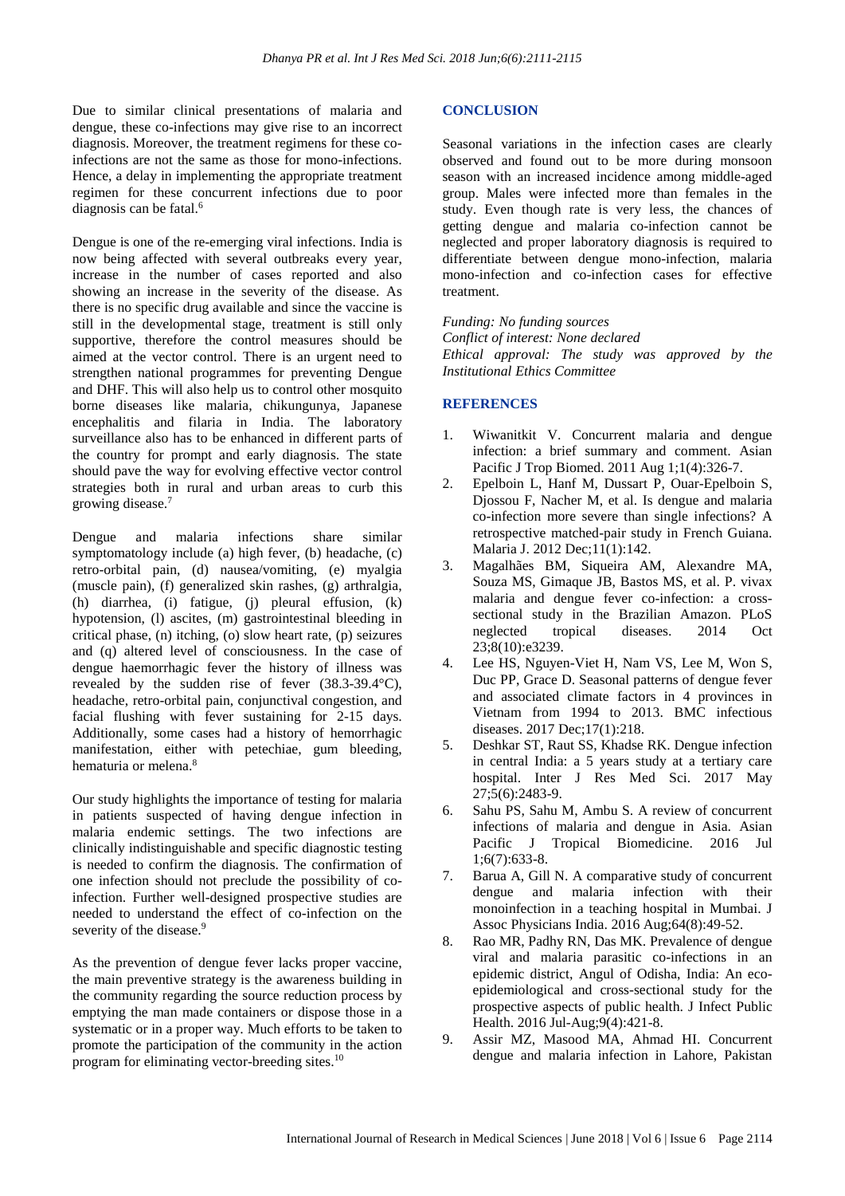Due to similar clinical presentations of malaria and dengue, these co-infections may give rise to an incorrect diagnosis. Moreover, the treatment regimens for these co-infections are not the same as those for mono-infections. Hence, a delay in implementing the appropriate treatment regimen for these concurrent infections due to poor diagnosis can be fatal.[6]

Dengue is one of the re-emerging viral infections. India is now being affected with several outbreaks every year, increase in the number of cases reported and also showing an increase in the severity of the disease. As there is no specific drug available and since the vaccine is still in the developmental stage, treatment is still only supportive, therefore the control measures should be aimed at the vector control. There is an urgent need to strengthen national programmes for preventing Dengue and DHF. This will also help us to control other mosquito borne diseases like malaria, chikungunya, Japanese encephalitis and filaria in India. The laboratory surveillance also has to be enhanced in different parts of the country for prompt and early diagnosis. The state should pave the way for evolving effective vector control strategies both in rural and urban areas to curb this growing disease.[7]

Dengue and malaria infections share similar symptomatology include (a) high fever, (b) headache, (c) retro-orbital pain, (d) nausea/vomiting, (e) myalgia (muscle pain), (f) generalized skin rashes, (g) arthralgia, (h) diarrhea, (i) fatigue, (j) pleural effusion, (k) hypotension, (l) ascites, (m) gastrointestinal bleeding in critical phase, (n) itching, (o) slow heart rate, (p) seizures and (q) altered level of consciousness. In the case of dengue haemorrhagic fever the history of illness was revealed by the sudden rise of fever (38.3-39.4°C), headache, retro-orbital pain, conjunctival congestion, and facial flushing with fever sustaining for 2-15 days. Additionally, some cases had a history of hemorrhagic manifestation, either with petechiae, gum bleeding, hematuria or melena.[8]

Our study highlights the importance of testing for malaria in patients suspected of having dengue infection in malaria endemic settings. The two infections are clinically indistinguishable and specific diagnostic testing is needed to confirm the diagnosis. The confirmation of one infection should not preclude the possibility of co-infection. Further well-designed prospective studies are needed to understand the effect of co-infection on the severity of the disease.[9]

As the prevention of dengue fever lacks proper vaccine, the main preventive strategy is the awareness building in the community regarding the source reduction process by emptying the man made containers or dispose those in a systematic or in a proper way. Much efforts to be taken to promote the participation of the community in the action program for eliminating vector-breeding sites.[10]

## CONCLUSION

Seasonal variations in the infection cases are clearly observed and found out to be more during monsoon season with an increased incidence among middle-aged group. Males were infected more than females in the study. Even though rate is very less, the chances of getting dengue and malaria co-infection cannot be neglected and proper laboratory diagnosis is required to differentiate between dengue mono-infection, malaria mono-infection and co-infection cases for effective treatment.

*Funding: No funding sources*
*Conflict of interest: None declared*
*Ethical approval: The study was approved by the Institutional Ethics Committee*

## REFERENCES

1. Wiwanitkit V. Concurrent malaria and dengue infection: a brief summary and comment. Asian Pacific J Trop Biomed. 2011 Aug 1;1(4):326-7.
2. Epelboin L, Hanf M, Dussart P, Ouar-Epelboin S, Djossou F, Nacher M, et al. Is dengue and malaria co-infection more severe than single infections? A retrospective matched-pair study in French Guiana. Malaria J. 2012 Dec;11(1):142.
3. Magalhães BM, Siqueira AM, Alexandre MA, Souza MS, Gimaque JB, Bastos MS, et al. P. vivax malaria and dengue fever co-infection: a cross-sectional study in the Brazilian Amazon. PLoS neglected tropical diseases. 2014 Oct 23;8(10):e3239.
4. Lee HS, Nguyen-Viet H, Nam VS, Lee M, Won S, Duc PP, Grace D. Seasonal patterns of dengue fever and associated climate factors in 4 provinces in Vietnam from 1994 to 2013. BMC infectious diseases. 2017 Dec;17(1):218.
5. Deshkar ST, Raut SS, Khadse RK. Dengue infection in central India: a 5 years study at a tertiary care hospital. Inter J Res Med Sci. 2017 May 27;5(6):2483-9.
6. Sahu PS, Sahu M, Ambu S. A review of concurrent infections of malaria and dengue in Asia. Asian Pacific J Tropical Biomedicine. 2016 Jul 1;6(7):633-8.
7. Barua A, Gill N. A comparative study of concurrent dengue and malaria infection with their monoinfection in a teaching hospital in Mumbai. J Assoc Physicians India. 2016 Aug;64(8):49-52.
8. Rao MR, Padhy RN, Das MK. Prevalence of dengue viral and malaria parasitic co-infections in an epidemic district, Angul of Odisha, India: An eco-epidemiological and cross-sectional study for the prospective aspects of public health. J Infect Public Health. 2016 Jul-Aug;9(4):421-8.
9. Assir MZ, Masood MA, Ahmad HI. Concurrent dengue and malaria infection in Lahore, Pakistan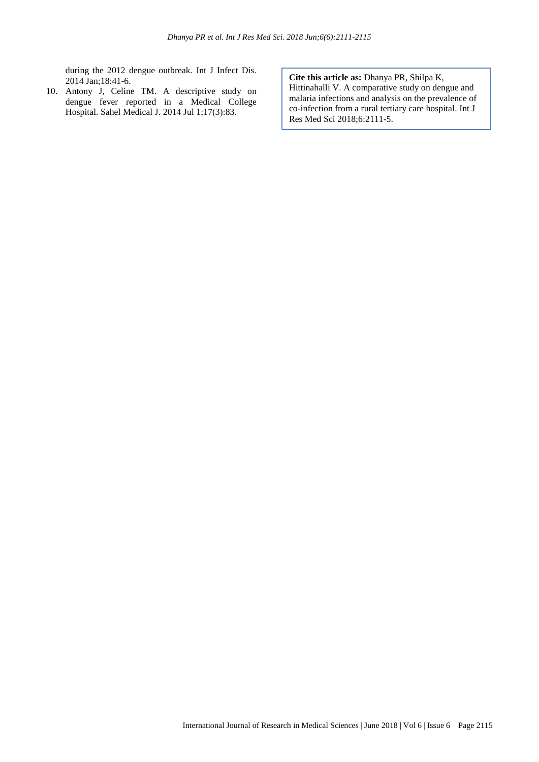during the 2012 dengue outbreak. Int J Infect Dis. 2014 Jan;18:41-6.

10. Antony J, Celine TM. A descriptive study on dengue fever reported in a Medical College Hospital. Sahel Medical J. 2014 Jul 1;17(3):83.

**Cite this article as:** Dhanya PR, Shilpa K, Hittinahalli V. A comparative study on dengue and malaria infections and analysis on the prevalence of co-infection from a rural tertiary care hospital. Int J Res Med Sci 2018;6:2111-5.